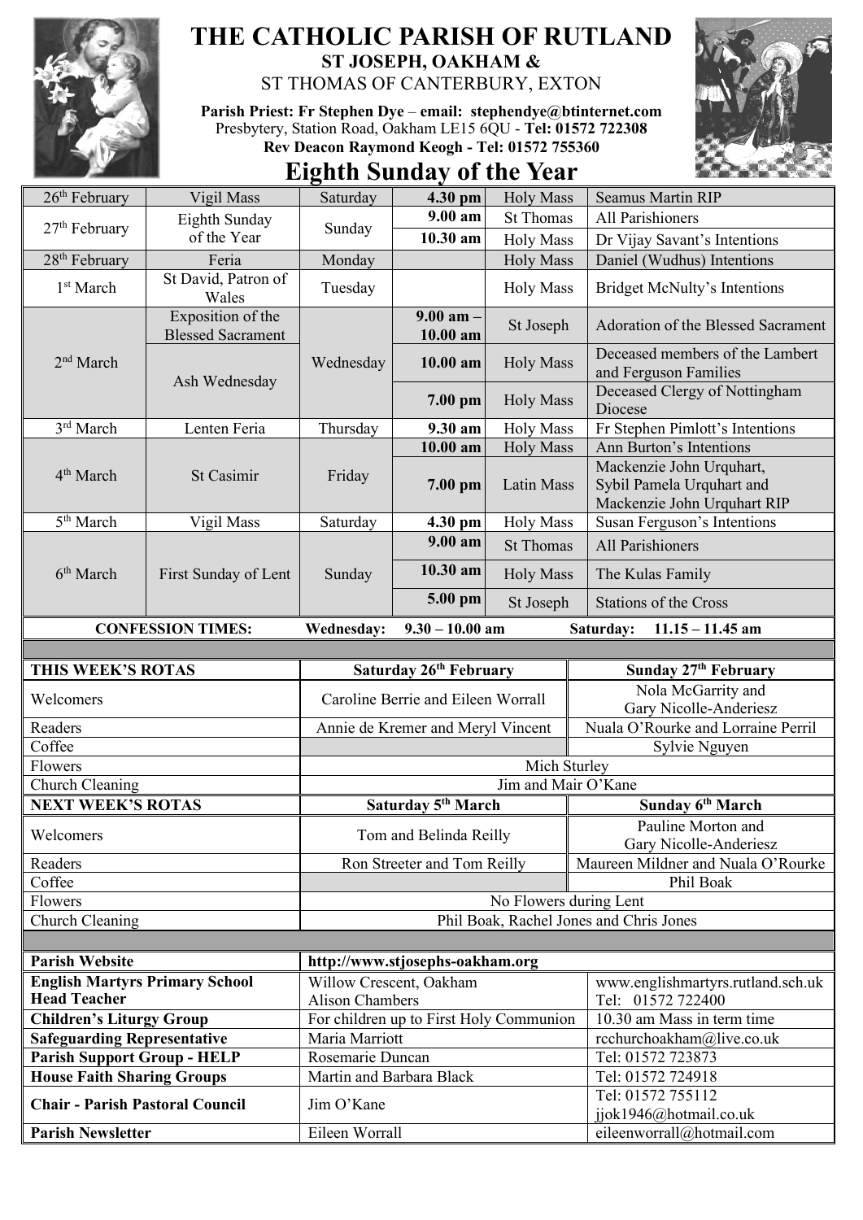# THE CATHOLIC PARISH OF RUTLAND

## ST JOSEPH, OAKHAM &

## ST THOMAS OF CANTERBURY, EXTON

**Parish Priest: Fr Stephen Dye** – **email: stephendye@btinternet.com**
Presbytery, Station Road, Oakham LE15 6QU - **Tel: 01572 722308**
**Rev Deacon Raymond Keogh - Tel: 01572 755360**

# Eighth Sunday of the Year

| Date | Occasion | Day | Time | Type | Intention |
|---|---|---|---|---|---|
| 26th February | Vigil Mass | Saturday | **4.30 pm** | Holy Mass | Seamus Martin RIP |
| 27th February | Eighth Sunday of the Year | Sunday | **9.00 am** | St Thomas | All Parishioners |
| | | | **10.30 am** | Holy Mass | Dr Vijay Savant's Intentions |
| 28th February | Feria | Monday | | Holy Mass | Daniel (Wudhus) Intentions |
| 1st March | St David, Patron of Wales | Tuesday | | Holy Mass | Bridget McNulty's Intentions |
| 2nd March | Exposition of the Blessed Sacrament | Wednesday | **9.00 am – 10.00 am** | St Joseph | Adoration of the Blessed Sacrament |
| | Ash Wednesday | | **10.00 am** | Holy Mass | Deceased members of the Lambert and Ferguson Families |
| | | | **7.00 pm** | Holy Mass | Deceased Clergy of Nottingham Diocese |
| 3rd March | Lenten Feria | Thursday | **9.30 am** | Holy Mass | Fr Stephen Pimlott's Intentions |
| 4th March | St Casimir | Friday | **10.00 am** | Holy Mass | Ann Burton's Intentions |
| | | | **7.00 pm** | Latin Mass | Mackenzie John Urquhart, Sybil Pamela Urquhart and Mackenzie John Urquhart RIP |
| 5th March | Vigil Mass | Saturday | **4.30 pm** | Holy Mass | Susan Ferguson's Intentions |
| 6th March | First Sunday of Lent | Sunday | **9.00 am** | St Thomas | All Parishioners |
| | | | **10.30 am** | Holy Mass | The Kulas Family |
| | | | **5.00 pm** | St Joseph | Stations of the Cross |

**CONFESSION TIMES:** **Wednesday: 9.30 – 10.00 am** **Saturday: 11.15 – 11.45 am**

| **THIS WEEK'S ROTAS** | **Saturday 26th February** | **Sunday 27th February** |
|---|---|---|
| Welcomers | Caroline Berrie and Eileen Worrall | Nola McGarrity and Gary Nicolle-Anderiesz |
| Readers | Annie de Kremer and Meryl Vincent | Nuala O'Rourke and Lorraine Perril |
| Coffee | | Sylvie Nguyen |
| Flowers | Mich Sturley | |
| Church Cleaning | Jim and Mair O'Kane | |
| **NEXT WEEK'S ROTAS** | **Saturday 5th March** | **Sunday 6th March** |
| Welcomers | Tom and Belinda Reilly | Pauline Morton and Gary Nicolle-Anderiesz |
| Readers | Ron Streeter and Tom Reilly | Maureen Mildner and Nuala O'Rourke |
| Coffee | | Phil Boak |
| Flowers | No Flowers during Lent | |
| Church Cleaning | Phil Boak, Rachel Jones and Chris Jones | |

| | | |
|---|---|---|
| **Parish Website** | **http://www.stjosephs-oakham.org** | |
| **English Martyrs Primary School Head Teacher** | Willow Crescent, Oakham Alison Chambers | www.englishmartyrs.rutland.sch.uk Tel: 01572 722400 |
| **Children's Liturgy Group** | For children up to First Holy Communion | 10.30 am Mass in term time |
| **Safeguarding Representative** | Maria Marriott | rcchurchoakham@live.co.uk |
| **Parish Support Group - HELP** | Rosemarie Duncan | Tel: 01572 723873 |
| **House Faith Sharing Groups** | Martin and Barbara Black | Tel: 01572 724918 |
| **Chair - Parish Pastoral Council** | Jim O'Kane | Tel: 01572 755112 jjok1946@hotmail.co.uk |
| **Parish Newsletter** | Eileen Worrall | eileenworrall@hotmail.com |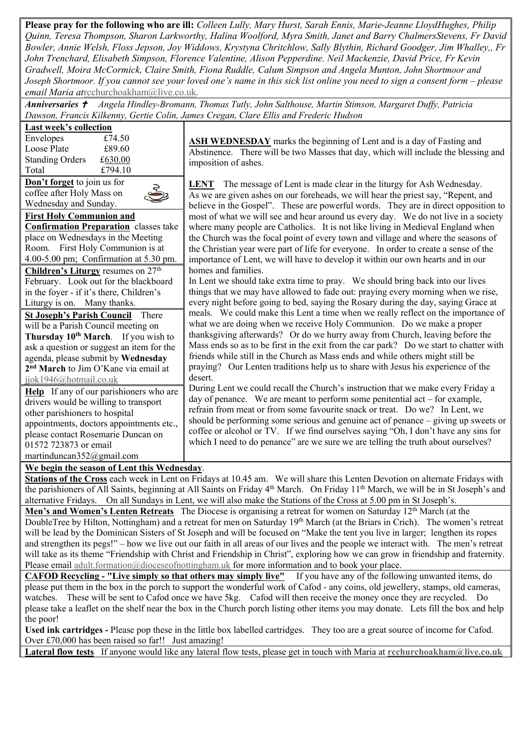**Please pray for the following who are ill:** *Colleen Lully, Mary Hurst, Sarah Ennis, Marie-Jeanne LloydHughes, Philip Quinn, Teresa Thompson, Sharon Larkworthy, Halina Woolford, Myra Smith, Janet and Barry ChalmersStevens, Fr David Bowler, Annie Welsh, Floss Jepson, Joy Widdows, Krystyna Chritchlow, Sally Blythin, Richard Goodger, Jim Whalley,, Fr John Trenchard, Elisabeth Simpson, Florence Valentine, Alison Pepperdine. Neil Mackenzie, David Price, Fr Kevin Gradwell, Moira McCormick, Claire Smith, Fiona Ruddle, Calum Simpson and Angela Munton, John Shortmoor and Joseph Shortmoor. If you cannot see your loved one's name in this sick list online you need to sign a consent form – please email Maria at*rcchurchoakham@live.co.uk.

***Anniversaries*** ✝ *Angela Hindley-Bromann, Thomas Tutly, John Salthouse, Martin Stimson, Margaret Duffy, Patricia Dawson, Francis Kilkenny, Gertie Colin, James Cregan, Clare Ellis and Frederic Hudson*

**Last week's collection**

| | |
|---|---|
| Envelopes | £74.50 |
| Loose Plate | £89.60 |
| Standing Orders | £630.00 |
| Total | £794.10 |

**Don't forget** to join us for coffee after Holy Mass on Wednesday and Sunday.

**First Holy Communion and Confirmation Preparation** classes take place on Wednesdays in the Meeting Room. First Holy Communion is at 4.00-5.00 pm; Confirmation at 5.30 pm.

**Children's Liturgy** resumes on 27th February. Look out for the blackboard in the foyer - if it's there, Children's Liturgy is on. Many thanks.

**St Joseph's Parish Council** There will be a Parish Council meeting on **Thursday 10th March**. If you wish to ask a question or suggest an item for the agenda, please submit by **Wednesday 2nd March** to Jim O'Kane via email at jjok1946@hotmail.co.uk

**Help** If any of our parishioners who are drivers would be willing to transport other parishioners to hospital appointments, doctors appointments etc., please contact Rosemarie Duncan on 01572 723873 or email martinduncan352@gmail.com

**ASH WEDNESDAY** marks the beginning of Lent and is a day of Fasting and Abstinence. There will be two Masses that day, which will include the blessing and imposition of ashes.

**LENT** The message of Lent is made clear in the liturgy for Ash Wednesday. As we are given ashes on our foreheads, we will hear the priest say, "Repent, and believe in the Gospel". These are powerful words. They are in direct opposition to most of what we will see and hear around us every day. We do not live in a society where many people are Catholics. It is not like living in Medieval England when the Church was the focal point of every town and village and where the seasons of the Christian year were part of life for everyone. In order to create a sense of the importance of Lent, we will have to develop it within our own hearts and in our homes and families.

In Lent we should take extra time to pray. We should bring back into our lives things that we may have allowed to fade out: praying every morning when we rise, every night before going to bed, saying the Rosary during the day, saying Grace at meals. We could make this Lent a time when we really reflect on the importance of what we are doing when we receive Holy Communion. Do we make a proper thanksgiving afterwards? Or do we hurry away from Church, leaving before the Mass ends so as to be first in the exit from the car park? Do we start to chatter with friends while still in the Church as Mass ends and while others might still be praying? Our Lenten traditions help us to share with Jesus his experience of the desert.

During Lent we could recall the Church's instruction that we make every Friday a day of penance. We are meant to perform some penitential act – for example, refrain from meat or from some favourite snack or treat. Do we? In Lent, we should be performing some serious and genuine act of penance – giving up sweets or coffee or alcohol or TV. If we find ourselves saying "Oh, I don't have any sins for which I need to do penance" are we sure we are telling the truth about ourselves?

**We begin the season of Lent this Wednesday**.

**Stations of the Cross** each week in Lent on Fridays at 10.45 am. We will share this Lenten Devotion on alternate Fridays with the parishioners of All Saints, beginning at All Saints on Friday 4th March. On Friday 11th March, we will be in St Joseph's and alternative Fridays. On all Sundays in Lent, we will also make the Stations of the Cross at 5.00 pm in St Joseph's.

**Men's and Women's Lenten Retreats** The Diocese is organising a retreat for women on Saturday 12th March (at the DoubleTree by Hilton, Nottingham) and a retreat for men on Saturday 19th March (at the Briars in Crich). The women's retreat will be lead by the Dominican Sisters of St Joseph and will be focused on "Make the tent you live in larger; lengthen its ropes and strengthen its pegs!" – how we live out our faith in all areas of our lives and the people we interact with. The men's retreat will take as its theme "Friendship with Christ and Friendship in Christ", exploring how we can grow in friendship and fraternity. Please email adult.formation@dioceseofnottingham.uk for more information and to book your place.

**CAFOD Recycling - "Live simply so that others may simply live"** If you have any of the following unwanted items, do please put them in the box in the porch to support the wonderful work of Cafod - any coins, old jewellery, stamps, old cameras, watches. These will be sent to Cafod once we have 5kg. Cafod will then receive the money once they are recycled. Do please take a leaflet on the shelf near the box in the Church porch listing other items you may donate. Lets fill the box and help the poor!

**Used ink cartridges -** Please pop these in the little box labelled cartridges. They too are a great source of income for Cafod. Over £70,000 has been raised so far!! Just amazing!

**Lateral flow tests** If anyone would like any lateral flow tests, please get in touch with Maria at **rcchurchoakham@live.co.uk**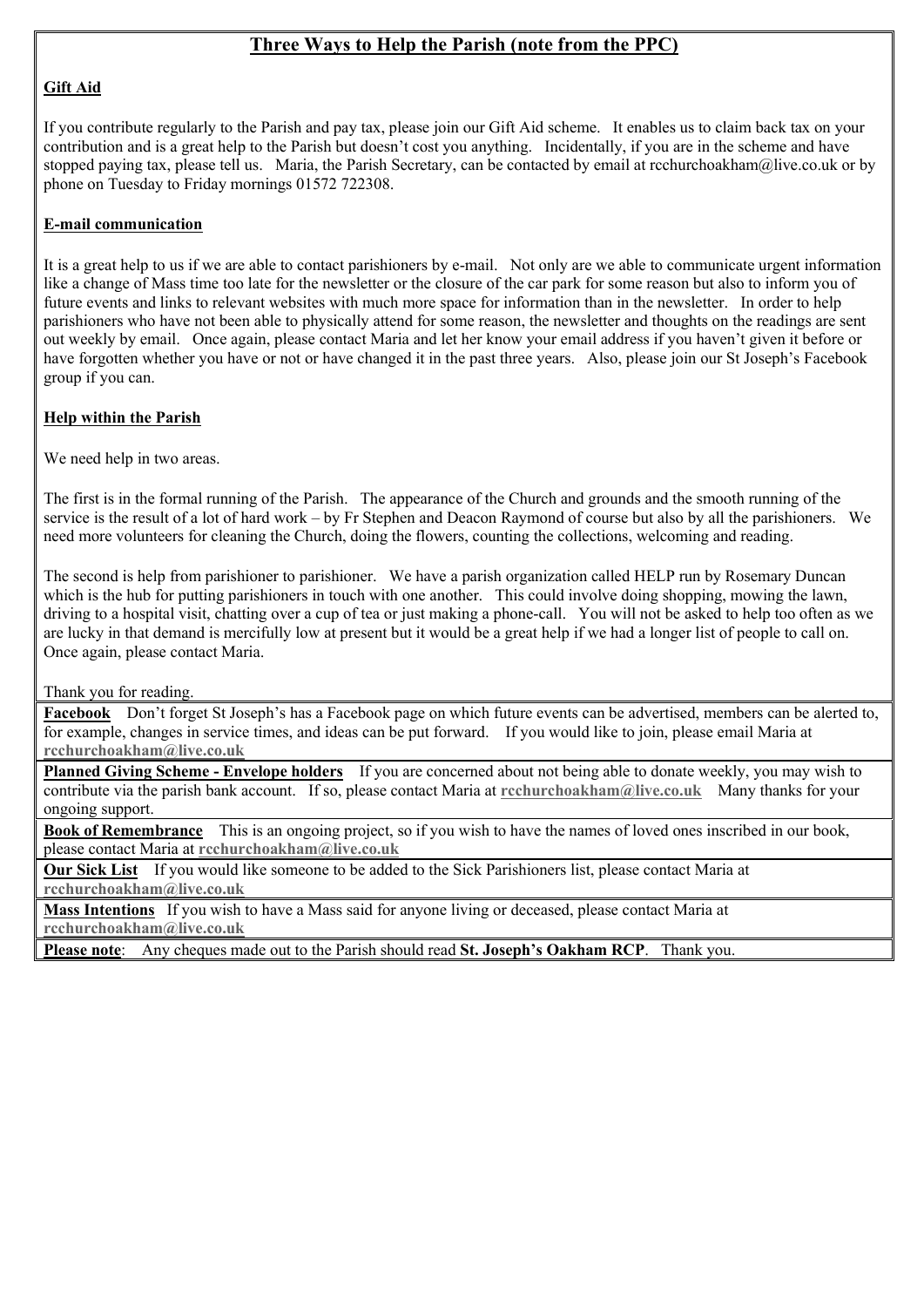## Three Ways to Help the Parish (note from the PPC)

### Gift Aid

If you contribute regularly to the Parish and pay tax, please join our Gift Aid scheme. It enables us to claim back tax on your contribution and is a great help to the Parish but doesn't cost you anything. Incidentally, if you are in the scheme and have stopped paying tax, please tell us. Maria, the Parish Secretary, can be contacted by email at rcchurchoakham@live.co.uk or by phone on Tuesday to Friday mornings 01572 722308.

### E-mail communication

It is a great help to us if we are able to contact parishioners by e-mail. Not only are we able to communicate urgent information like a change of Mass time too late for the newsletter or the closure of the car park for some reason but also to inform you of future events and links to relevant websites with much more space for information than in the newsletter. In order to help parishioners who have not been able to physically attend for some reason, the newsletter and thoughts on the readings are sent out weekly by email. Once again, please contact Maria and let her know your email address if you haven't given it before or have forgotten whether you have or not or have changed it in the past three years. Also, please join our St Joseph's Facebook group if you can.

### Help within the Parish

We need help in two areas.

The first is in the formal running of the Parish. The appearance of the Church and grounds and the smooth running of the service is the result of a lot of hard work – by Fr Stephen and Deacon Raymond of course but also by all the parishioners. We need more volunteers for cleaning the Church, doing the flowers, counting the collections, welcoming and reading.

The second is help from parishioner to parishioner. We have a parish organization called HELP run by Rosemary Duncan which is the hub for putting parishioners in touch with one another. This could involve doing shopping, mowing the lawn, driving to a hospital visit, chatting over a cup of tea or just making a phone-call. You will not be asked to help too often as we are lucky in that demand is mercifully low at present but it would be a great help if we had a longer list of people to call on. Once again, please contact Maria.

Thank you for reading.

**Facebook** Don't forget St Joseph's has a Facebook page on which future events can be advertised, members can be alerted to, for example, changes in service times, and ideas can be put forward. If you would like to join, please email Maria at **rcchurchoakham@live.co.uk**

**Planned Giving Scheme - Envelope holders** If you are concerned about not being able to donate weekly, you may wish to contribute via the parish bank account. If so, please contact Maria at **rcchurchoakham@live.co.uk** Many thanks for your ongoing support.

**Book of Remembrance** This is an ongoing project, so if you wish to have the names of loved ones inscribed in our book, please contact Maria at **rcchurchoakham@live.co.uk**

**Our Sick List** If you would like someone to be added to the Sick Parishioners list, please contact Maria at **rcchurchoakham@live.co.uk**

**Mass Intentions** If you wish to have a Mass said for anyone living or deceased, please contact Maria at **rcchurchoakham@live.co.uk**

**Please note**: Any cheques made out to the Parish should read **St. Joseph's Oakham RCP**. Thank you.